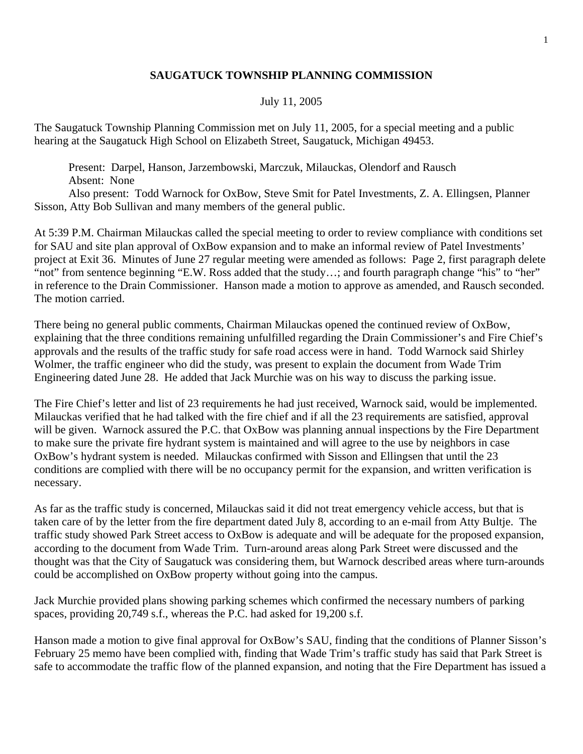# SAUGATUCK TOWNSHIP PLANNING COMMISSION

July 11, 2005

The Saugatuck Township Planning Commission met on July 11, 2005, for a special meeting and a public hearing at the Saugatuck High School on Elizabeth Street, Saugatuck, Michigan 49453.

Present: Darpel, Hanson, Jarzembowski, Marczuk, Milauckas, Olendorf and Rausch
Absent: None
Also present: Todd Warnock for OxBow, Steve Smit for Patel Investments, Z. A. Ellingsen, Planner Sisson, Atty Bob Sullivan and many members of the general public.

At 5:39 P.M. Chairman Milauckas called the special meeting to order to review compliance with conditions set for SAU and site plan approval of OxBow expansion and to make an informal review of Patel Investments' project at Exit 36. Minutes of June 27 regular meeting were amended as follows: Page 2, first paragraph delete "not" from sentence beginning "E.W. Ross added that the study…; and fourth paragraph change "his" to "her" in reference to the Drain Commissioner. Hanson made a motion to approve as amended, and Rausch seconded. The motion carried.

There being no general public comments, Chairman Milauckas opened the continued review of OxBow, explaining that the three conditions remaining unfulfilled regarding the Drain Commissioner's and Fire Chief's approvals and the results of the traffic study for safe road access were in hand. Todd Warnock said Shirley Wolmer, the traffic engineer who did the study, was present to explain the document from Wade Trim Engineering dated June 28. He added that Jack Murchie was on his way to discuss the parking issue.

The Fire Chief's letter and list of 23 requirements he had just received, Warnock said, would be implemented. Milauckas verified that he had talked with the fire chief and if all the 23 requirements are satisfied, approval will be given. Warnock assured the P.C. that OxBow was planning annual inspections by the Fire Department to make sure the private fire hydrant system is maintained and will agree to the use by neighbors in case OxBow's hydrant system is needed. Milauckas confirmed with Sisson and Ellingsen that until the 23 conditions are complied with there will be no occupancy permit for the expansion, and written verification is necessary.

As far as the traffic study is concerned, Milauckas said it did not treat emergency vehicle access, but that is taken care of by the letter from the fire department dated July 8, according to an e-mail from Atty Bultje. The traffic study showed Park Street access to OxBow is adequate and will be adequate for the proposed expansion, according to the document from Wade Trim. Turn-around areas along Park Street were discussed and the thought was that the City of Saugatuck was considering them, but Warnock described areas where turn-arounds could be accomplished on OxBow property without going into the campus.

Jack Murchie provided plans showing parking schemes which confirmed the necessary numbers of parking spaces, providing 20,749 s.f., whereas the P.C. had asked for 19,200 s.f.

Hanson made a motion to give final approval for OxBow's SAU, finding that the conditions of Planner Sisson's February 25 memo have been complied with, finding that Wade Trim's traffic study has said that Park Street is safe to accommodate the traffic flow of the planned expansion, and noting that the Fire Department has issued a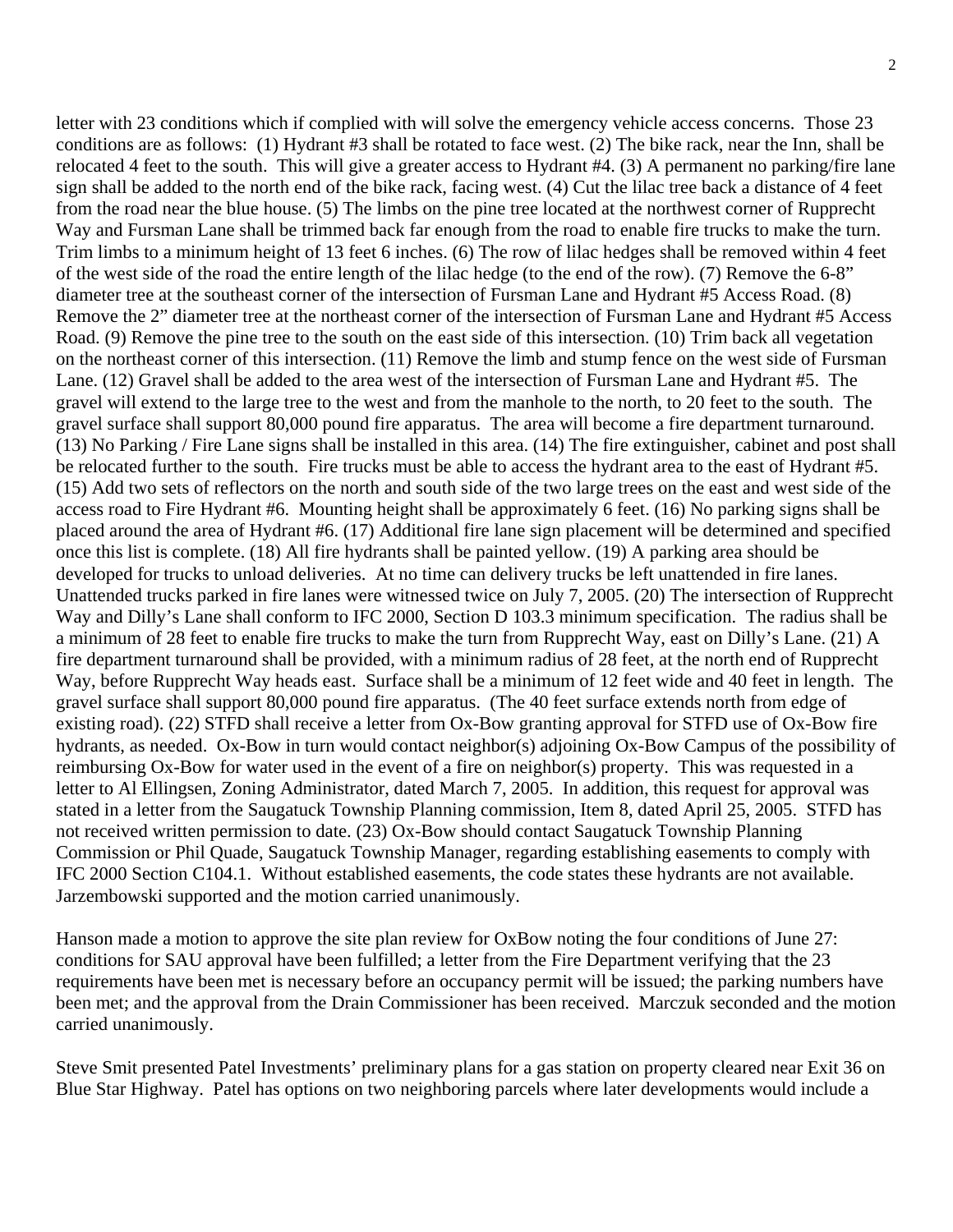letter with 23 conditions which if complied with will solve the emergency vehicle access concerns. Those 23 conditions are as follows: (1) Hydrant #3 shall be rotated to face west. (2) The bike rack, near the Inn, shall be relocated 4 feet to the south. This will give a greater access to Hydrant #4. (3) A permanent no parking/fire lane sign shall be added to the north end of the bike rack, facing west. (4) Cut the lilac tree back a distance of 4 feet from the road near the blue house. (5) The limbs on the pine tree located at the northwest corner of Rupprecht Way and Fursman Lane shall be trimmed back far enough from the road to enable fire trucks to make the turn. Trim limbs to a minimum height of 13 feet 6 inches. (6) The row of lilac hedges shall be removed within 4 feet of the west side of the road the entire length of the lilac hedge (to the end of the row). (7) Remove the 6-8" diameter tree at the southeast corner of the intersection of Fursman Lane and Hydrant #5 Access Road. (8) Remove the 2" diameter tree at the northeast corner of the intersection of Fursman Lane and Hydrant #5 Access Road. (9) Remove the pine tree to the south on the east side of this intersection. (10) Trim back all vegetation on the northeast corner of this intersection. (11) Remove the limb and stump fence on the west side of Fursman Lane. (12) Gravel shall be added to the area west of the intersection of Fursman Lane and Hydrant #5. The gravel will extend to the large tree to the west and from the manhole to the north, to 20 feet to the south. The gravel surface shall support 80,000 pound fire apparatus. The area will become a fire department turnaround. (13) No Parking / Fire Lane signs shall be installed in this area. (14) The fire extinguisher, cabinet and post shall be relocated further to the south. Fire trucks must be able to access the hydrant area to the east of Hydrant #5. (15) Add two sets of reflectors on the north and south side of the two large trees on the east and west side of the access road to Fire Hydrant #6. Mounting height shall be approximately 6 feet. (16) No parking signs shall be placed around the area of Hydrant #6. (17) Additional fire lane sign placement will be determined and specified once this list is complete. (18) All fire hydrants shall be painted yellow. (19) A parking area should be developed for trucks to unload deliveries. At no time can delivery trucks be left unattended in fire lanes. Unattended trucks parked in fire lanes were witnessed twice on July 7, 2005. (20) The intersection of Rupprecht Way and Dilly's Lane shall conform to IFC 2000, Section D 103.3 minimum specification. The radius shall be a minimum of 28 feet to enable fire trucks to make the turn from Rupprecht Way, east on Dilly's Lane. (21) A fire department turnaround shall be provided, with a minimum radius of 28 feet, at the north end of Rupprecht Way, before Rupprecht Way heads east. Surface shall be a minimum of 12 feet wide and 40 feet in length. The gravel surface shall support 80,000 pound fire apparatus. (The 40 feet surface extends north from edge of existing road). (22) STFD shall receive a letter from Ox-Bow granting approval for STFD use of Ox-Bow fire hydrants, as needed. Ox-Bow in turn would contact neighbor(s) adjoining Ox-Bow Campus of the possibility of reimbursing Ox-Bow for water used in the event of a fire on neighbor(s) property. This was requested in a letter to Al Ellingsen, Zoning Administrator, dated March 7, 2005. In addition, this request for approval was stated in a letter from the Saugatuck Township Planning commission, Item 8, dated April 25, 2005. STFD has not received written permission to date. (23) Ox-Bow should contact Saugatuck Township Planning Commission or Phil Quade, Saugatuck Township Manager, regarding establishing easements to comply with IFC 2000 Section C104.1. Without established easements, the code states these hydrants are not available. Jarzembowski supported and the motion carried unanimously.

Hanson made a motion to approve the site plan review for OxBow noting the four conditions of June 27: conditions for SAU approval have been fulfilled; a letter from the Fire Department verifying that the 23 requirements have been met is necessary before an occupancy permit will be issued; the parking numbers have been met; and the approval from the Drain Commissioner has been received. Marczuk seconded and the motion carried unanimously.

Steve Smit presented Patel Investments' preliminary plans for a gas station on property cleared near Exit 36 on Blue Star Highway. Patel has options on two neighboring parcels where later developments would include a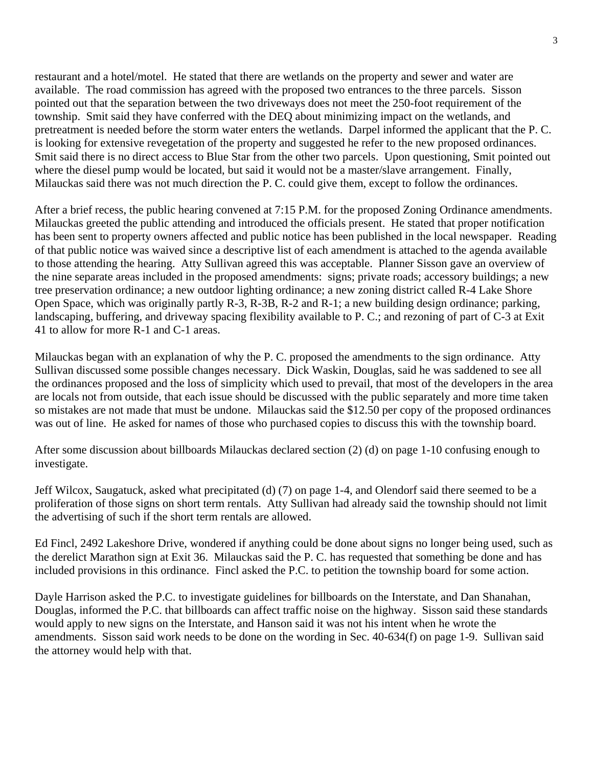restaurant and a hotel/motel. He stated that there are wetlands on the property and sewer and water are available. The road commission has agreed with the proposed two entrances to the three parcels. Sisson pointed out that the separation between the two driveways does not meet the 250-foot requirement of the township. Smit said they have conferred with the DEQ about minimizing impact on the wetlands, and pretreatment is needed before the storm water enters the wetlands. Darpel informed the applicant that the P. C. is looking for extensive revegetation of the property and suggested he refer to the new proposed ordinances. Smit said there is no direct access to Blue Star from the other two parcels. Upon questioning, Smit pointed out where the diesel pump would be located, but said it would not be a master/slave arrangement. Finally, Milauckas said there was not much direction the P. C. could give them, except to follow the ordinances.

After a brief recess, the public hearing convened at 7:15 P.M. for the proposed Zoning Ordinance amendments. Milauckas greeted the public attending and introduced the officials present. He stated that proper notification has been sent to property owners affected and public notice has been published in the local newspaper. Reading of that public notice was waived since a descriptive list of each amendment is attached to the agenda available to those attending the hearing. Atty Sullivan agreed this was acceptable. Planner Sisson gave an overview of the nine separate areas included in the proposed amendments: signs; private roads; accessory buildings; a new tree preservation ordinance; a new outdoor lighting ordinance; a new zoning district called R-4 Lake Shore Open Space, which was originally partly R-3, R-3B, R-2 and R-1; a new building design ordinance; parking, landscaping, buffering, and driveway spacing flexibility available to P. C.; and rezoning of part of C-3 at Exit 41 to allow for more R-1 and C-1 areas.

Milauckas began with an explanation of why the P. C. proposed the amendments to the sign ordinance. Atty Sullivan discussed some possible changes necessary. Dick Waskin, Douglas, said he was saddened to see all the ordinances proposed and the loss of simplicity which used to prevail, that most of the developers in the area are locals not from outside, that each issue should be discussed with the public separately and more time taken so mistakes are not made that must be undone. Milauckas said the $12.50 per copy of the proposed ordinances was out of line. He asked for names of those who purchased copies to discuss this with the township board.

After some discussion about billboards Milauckas declared section (2) (d) on page 1-10 confusing enough to investigate.

Jeff Wilcox, Saugatuck, asked what precipitated (d) (7) on page 1-4, and Olendorf said there seemed to be a proliferation of those signs on short term rentals. Atty Sullivan had already said the township should not limit the advertising of such if the short term rentals are allowed.

Ed Fincl, 2492 Lakeshore Drive, wondered if anything could be done about signs no longer being used, such as the derelict Marathon sign at Exit 36. Milauckas said the P. C. has requested that something be done and has included provisions in this ordinance. Fincl asked the P.C. to petition the township board for some action.

Dayle Harrison asked the P.C. to investigate guidelines for billboards on the Interstate, and Dan Shanahan, Douglas, informed the P.C. that billboards can affect traffic noise on the highway. Sisson said these standards would apply to new signs on the Interstate, and Hanson said it was not his intent when he wrote the amendments. Sisson said work needs to be done on the wording in Sec. 40-634(f) on page 1-9. Sullivan said the attorney would help with that.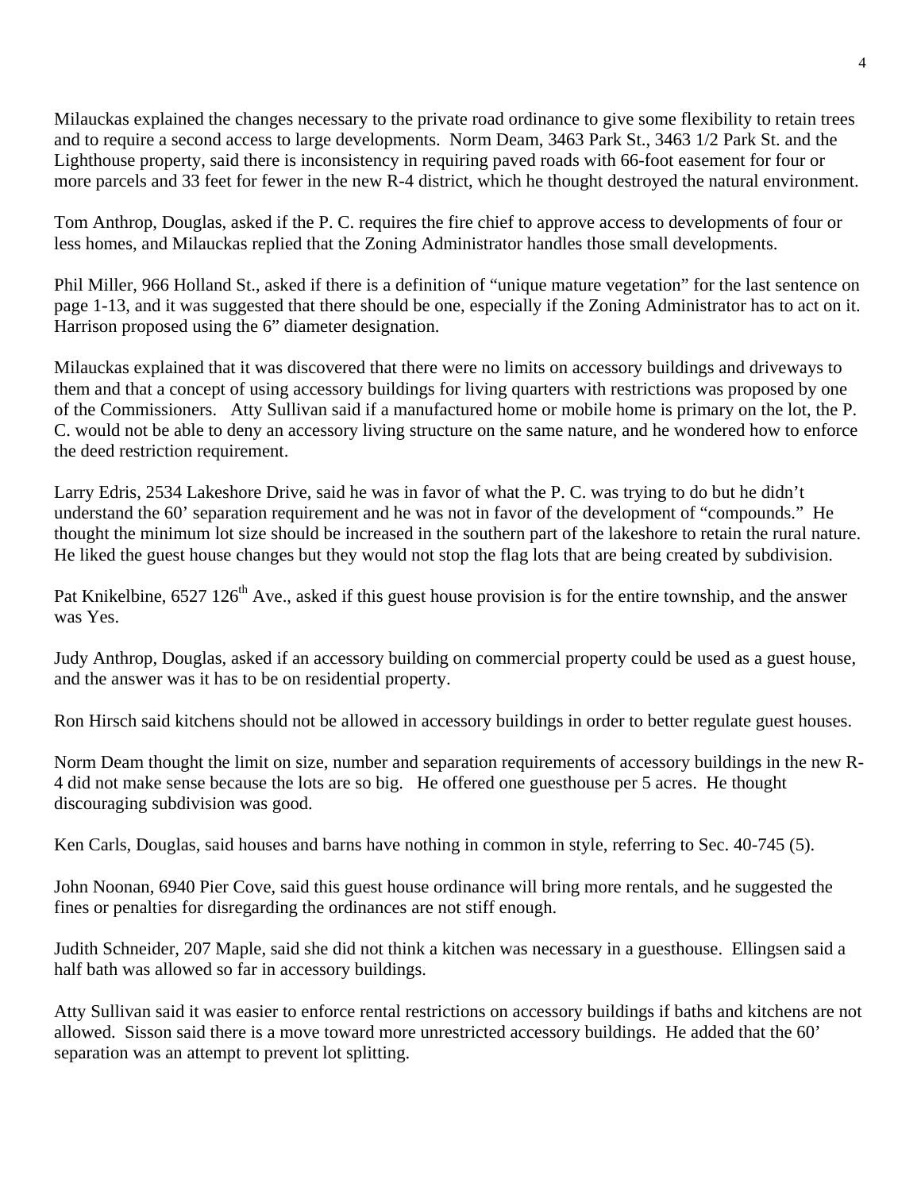Milauckas explained the changes necessary to the private road ordinance to give some flexibility to retain trees and to require a second access to large developments. Norm Deam, 3463 Park St., 3463 1/2 Park St. and the Lighthouse property, said there is inconsistency in requiring paved roads with 66-foot easement for four or more parcels and 33 feet for fewer in the new R-4 district, which he thought destroyed the natural environment.

Tom Anthrop, Douglas, asked if the P. C. requires the fire chief to approve access to developments of four or less homes, and Milauckas replied that the Zoning Administrator handles those small developments.

Phil Miller, 966 Holland St., asked if there is a definition of "unique mature vegetation" for the last sentence on page 1-13, and it was suggested that there should be one, especially if the Zoning Administrator has to act on it. Harrison proposed using the 6" diameter designation.

Milauckas explained that it was discovered that there were no limits on accessory buildings and driveways to them and that a concept of using accessory buildings for living quarters with restrictions was proposed by one of the Commissioners. Atty Sullivan said if a manufactured home or mobile home is primary on the lot, the P. C. would not be able to deny an accessory living structure on the same nature, and he wondered how to enforce the deed restriction requirement.

Larry Edris, 2534 Lakeshore Drive, said he was in favor of what the P. C. was trying to do but he didn't understand the 60' separation requirement and he was not in favor of the development of "compounds." He thought the minimum lot size should be increased in the southern part of the lakeshore to retain the rural nature. He liked the guest house changes but they would not stop the flag lots that are being created by subdivision.

Pat Knikelbine, 6527 126th Ave., asked if this guest house provision is for the entire township, and the answer was Yes.

Judy Anthrop, Douglas, asked if an accessory building on commercial property could be used as a guest house, and the answer was it has to be on residential property.

Ron Hirsch said kitchens should not be allowed in accessory buildings in order to better regulate guest houses.

Norm Deam thought the limit on size, number and separation requirements of accessory buildings in the new R-4 did not make sense because the lots are so big. He offered one guesthouse per 5 acres. He thought discouraging subdivision was good.

Ken Carls, Douglas, said houses and barns have nothing in common in style, referring to Sec. 40-745 (5).

John Noonan, 6940 Pier Cove, said this guest house ordinance will bring more rentals, and he suggested the fines or penalties for disregarding the ordinances are not stiff enough.

Judith Schneider, 207 Maple, said she did not think a kitchen was necessary in a guesthouse. Ellingsen said a half bath was allowed so far in accessory buildings.

Atty Sullivan said it was easier to enforce rental restrictions on accessory buildings if baths and kitchens are not allowed. Sisson said there is a move toward more unrestricted accessory buildings. He added that the 60' separation was an attempt to prevent lot splitting.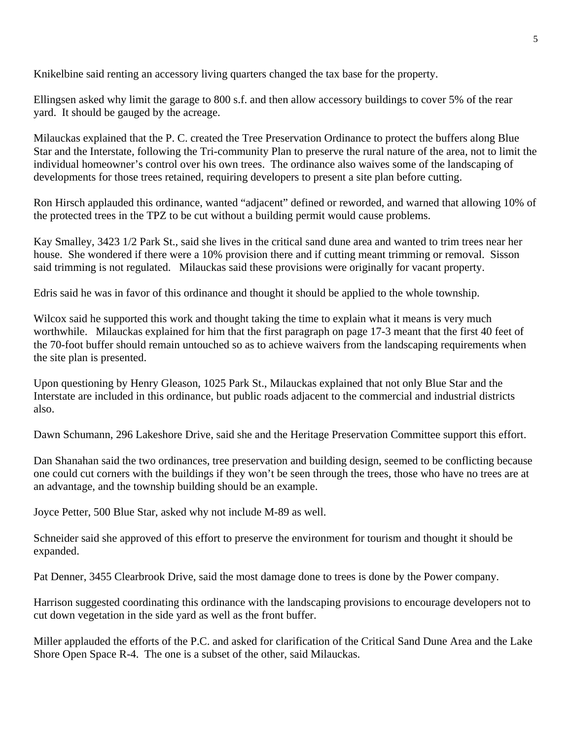Knikelbine said renting an accessory living quarters changed the tax base for the property.

Ellingsen asked why limit the garage to 800 s.f. and then allow accessory buildings to cover 5% of the rear yard. It should be gauged by the acreage.

Milauckas explained that the P. C. created the Tree Preservation Ordinance to protect the buffers along Blue Star and the Interstate, following the Tri-community Plan to preserve the rural nature of the area, not to limit the individual homeowner's control over his own trees. The ordinance also waives some of the landscaping of developments for those trees retained, requiring developers to present a site plan before cutting.

Ron Hirsch applauded this ordinance, wanted "adjacent" defined or reworded, and warned that allowing 10% of the protected trees in the TPZ to be cut without a building permit would cause problems.

Kay Smalley, 3423 1/2 Park St., said she lives in the critical sand dune area and wanted to trim trees near her house. She wondered if there were a 10% provision there and if cutting meant trimming or removal. Sisson said trimming is not regulated. Milauckas said these provisions were originally for vacant property.

Edris said he was in favor of this ordinance and thought it should be applied to the whole township.

Wilcox said he supported this work and thought taking the time to explain what it means is very much worthwhile. Milauckas explained for him that the first paragraph on page 17-3 meant that the first 40 feet of the 70-foot buffer should remain untouched so as to achieve waivers from the landscaping requirements when the site plan is presented.

Upon questioning by Henry Gleason, 1025 Park St., Milauckas explained that not only Blue Star and the Interstate are included in this ordinance, but public roads adjacent to the commercial and industrial districts also.

Dawn Schumann, 296 Lakeshore Drive, said she and the Heritage Preservation Committee support this effort.

Dan Shanahan said the two ordinances, tree preservation and building design, seemed to be conflicting because one could cut corners with the buildings if they won't be seen through the trees, those who have no trees are at an advantage, and the township building should be an example.

Joyce Petter, 500 Blue Star, asked why not include M-89 as well.

Schneider said she approved of this effort to preserve the environment for tourism and thought it should be expanded.

Pat Denner, 3455 Clearbrook Drive, said the most damage done to trees is done by the Power company.

Harrison suggested coordinating this ordinance with the landscaping provisions to encourage developers not to cut down vegetation in the side yard as well as the front buffer.

Miller applauded the efforts of the P.C. and asked for clarification of the Critical Sand Dune Area and the Lake Shore Open Space R-4. The one is a subset of the other, said Milauckas.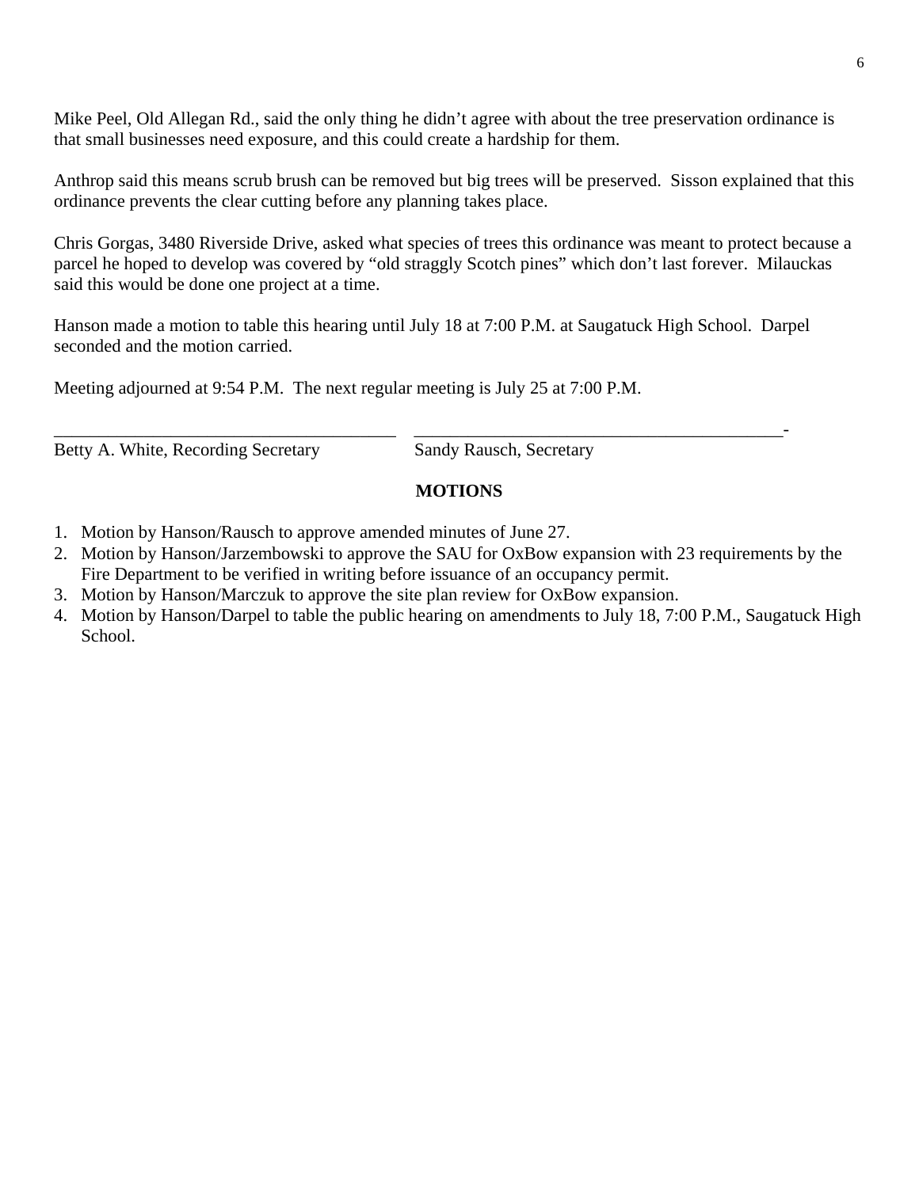Mike Peel, Old Allegan Rd., said the only thing he didn't agree with about the tree preservation ordinance is that small businesses need exposure, and this could create a hardship for them.

Anthrop said this means scrub brush can be removed but big trees will be preserved. Sisson explained that this ordinance prevents the clear cutting before any planning takes place.

Chris Gorgas, 3480 Riverside Drive, asked what species of trees this ordinance was meant to protect because a parcel he hoped to develop was covered by "old straggly Scotch pines" which don't last forever. Milauckas said this would be done one project at a time.

Hanson made a motion to table this hearing until July 18 at 7:00 P.M. at Saugatuck High School. Darpel seconded and the motion carried.

Meeting adjourned at 9:54 P.M. The next regular meeting is July 25 at 7:00 P.M.

_______________________________________ _________________________________________-

Betty A. White, Recording Secretary Sandy Rausch, Secretary

**MOTIONS**

1. Motion by Hanson/Rausch to approve amended minutes of June 27.
2. Motion by Hanson/Jarzembowski to approve the SAU for OxBow expansion with 23 requirements by the Fire Department to be verified in writing before issuance of an occupancy permit.
3. Motion by Hanson/Marczuk to approve the site plan review for OxBow expansion.
4. Motion by Hanson/Darpel to table the public hearing on amendments to July 18, 7:00 P.M., Saugatuck High School.